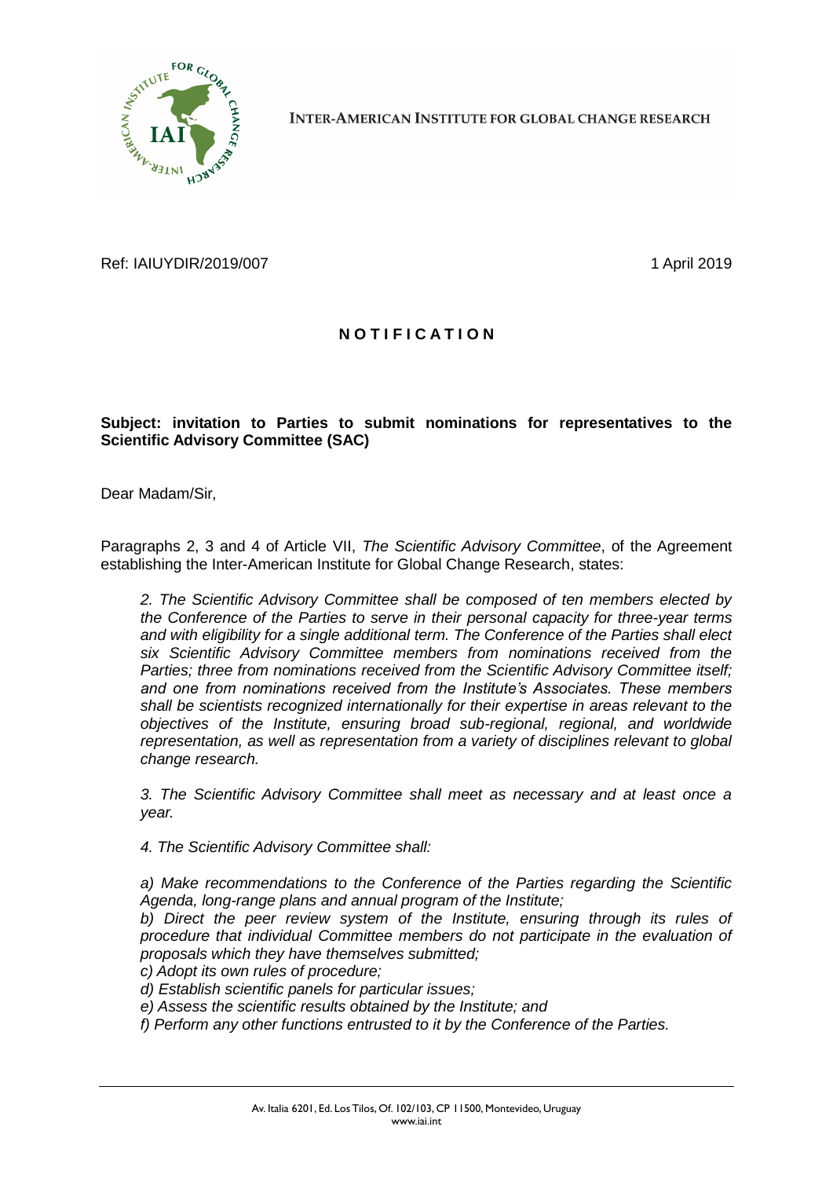INTER-AMERICAN INSTITUTE FOR GLOBAL CHANGE RESEARCH

Ref: IAIUYDIR/2019/007 1 April 2019

# N O T I F I C A T I O N

**Subject: invitation to Parties to submit nominations for representatives to the Scientific Advisory Committee (SAC)**

Dear Madam/Sir,

Paragraphs 2, 3 and 4 of Article VII, *The Scientific Advisory Committee*, of the Agreement establishing the Inter-American Institute for Global Change Research, states:

> *2. The Scientific Advisory Committee shall be composed of ten members elected by the Conference of the Parties to serve in their personal capacity for three-year terms and with eligibility for a single additional term. The Conference of the Parties shall elect six Scientific Advisory Committee members from nominations received from the Parties; three from nominations received from the Scientific Advisory Committee itself; and one from nominations received from the Institute's Associates. These members shall be scientists recognized internationally for their expertise in areas relevant to the objectives of the Institute, ensuring broad sub-regional, regional, and worldwide representation, as well as representation from a variety of disciplines relevant to global change research.*
>
> *3. The Scientific Advisory Committee shall meet as necessary and at least once a year.*
>
> *4. The Scientific Advisory Committee shall:*
>
> *a) Make recommendations to the Conference of the Parties regarding the Scientific Agenda, long-range plans and annual program of the Institute;*
> *b) Direct the peer review system of the Institute, ensuring through its rules of procedure that individual Committee members do not participate in the evaluation of proposals which they have themselves submitted;*
> *c) Adopt its own rules of procedure;*
> *d) Establish scientific panels for particular issues;*
> *e) Assess the scientific results obtained by the Institute; and*
> *f) Perform any other functions entrusted to it by the Conference of the Parties.*

Av. Italia 6201, Ed. Los Tilos, Of. 102/103, CP 11500, Montevideo, Uruguay
www.iai.int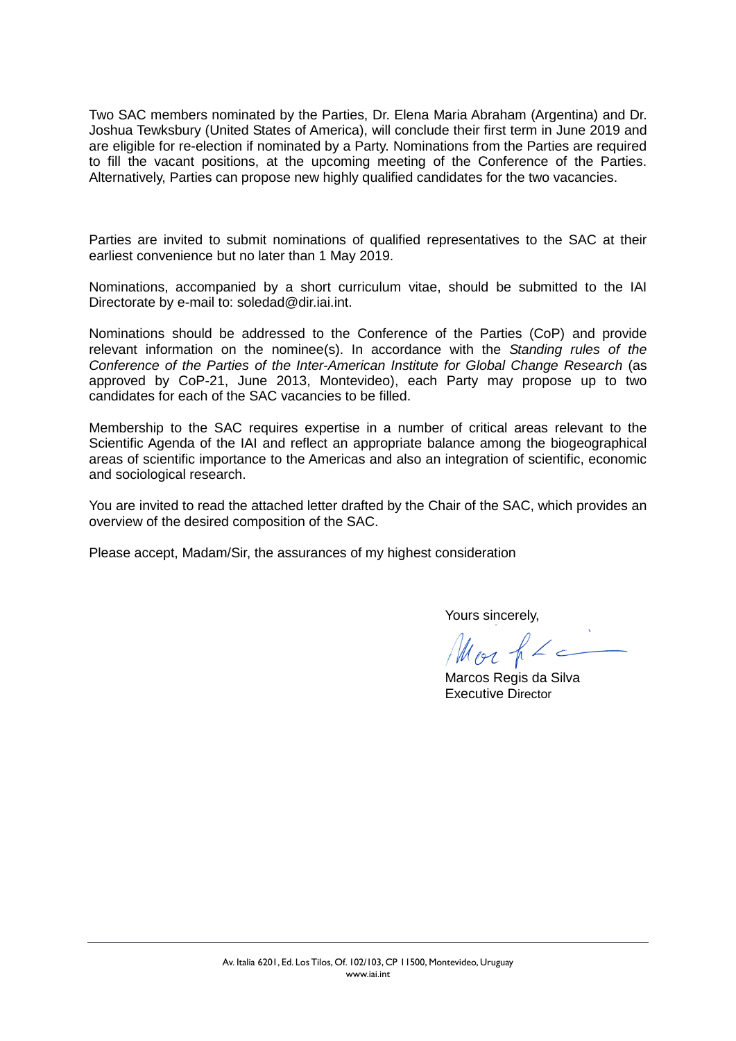Two SAC members nominated by the Parties, Dr. Elena Maria Abraham (Argentina) and Dr. Joshua Tewksbury (United States of America), will conclude their first term in June 2019 and are eligible for re-election if nominated by a Party. Nominations from the Parties are required to fill the vacant positions, at the upcoming meeting of the Conference of the Parties. Alternatively, Parties can propose new highly qualified candidates for the two vacancies.

Parties are invited to submit nominations of qualified representatives to the SAC at their earliest convenience but no later than 1 May 2019.

Nominations, accompanied by a short curriculum vitae, should be submitted to the IAI Directorate by e-mail to: soledad@dir.iai.int.

Nominations should be addressed to the Conference of the Parties (CoP) and provide relevant information on the nominee(s). In accordance with the *Standing rules of the Conference of the Parties of the Inter-American Institute for Global Change Research* (as approved by CoP-21, June 2013, Montevideo), each Party may propose up to two candidates for each of the SAC vacancies to be filled.

Membership to the SAC requires expertise in a number of critical areas relevant to the Scientific Agenda of the IAI and reflect an appropriate balance among the biogeographical areas of scientific importance to the Americas and also an integration of scientific, economic and sociological research.

You are invited to read the attached letter drafted by the Chair of the SAC, which provides an overview of the desired composition of the SAC.

Please accept, Madam/Sir, the assurances of my highest consideration

Yours sincerely,

Marcos Regis da Silva
Executive Director